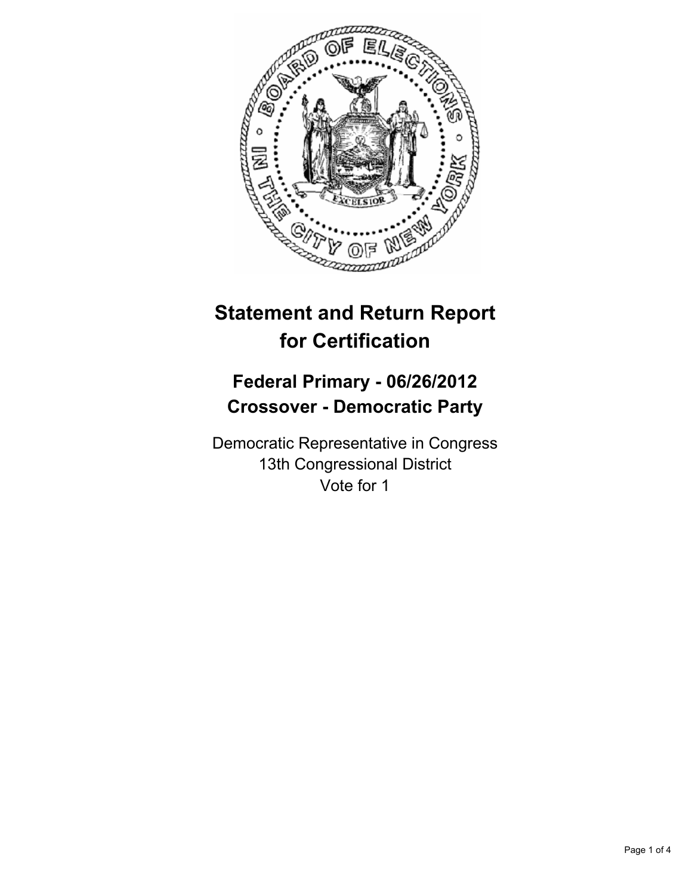# Statement and Return Report for Certification

## Federal Primary - 06/26/2012
## Crossover - Democratic Party

Democratic Representative in Congress
13th Congressional District
Vote for 1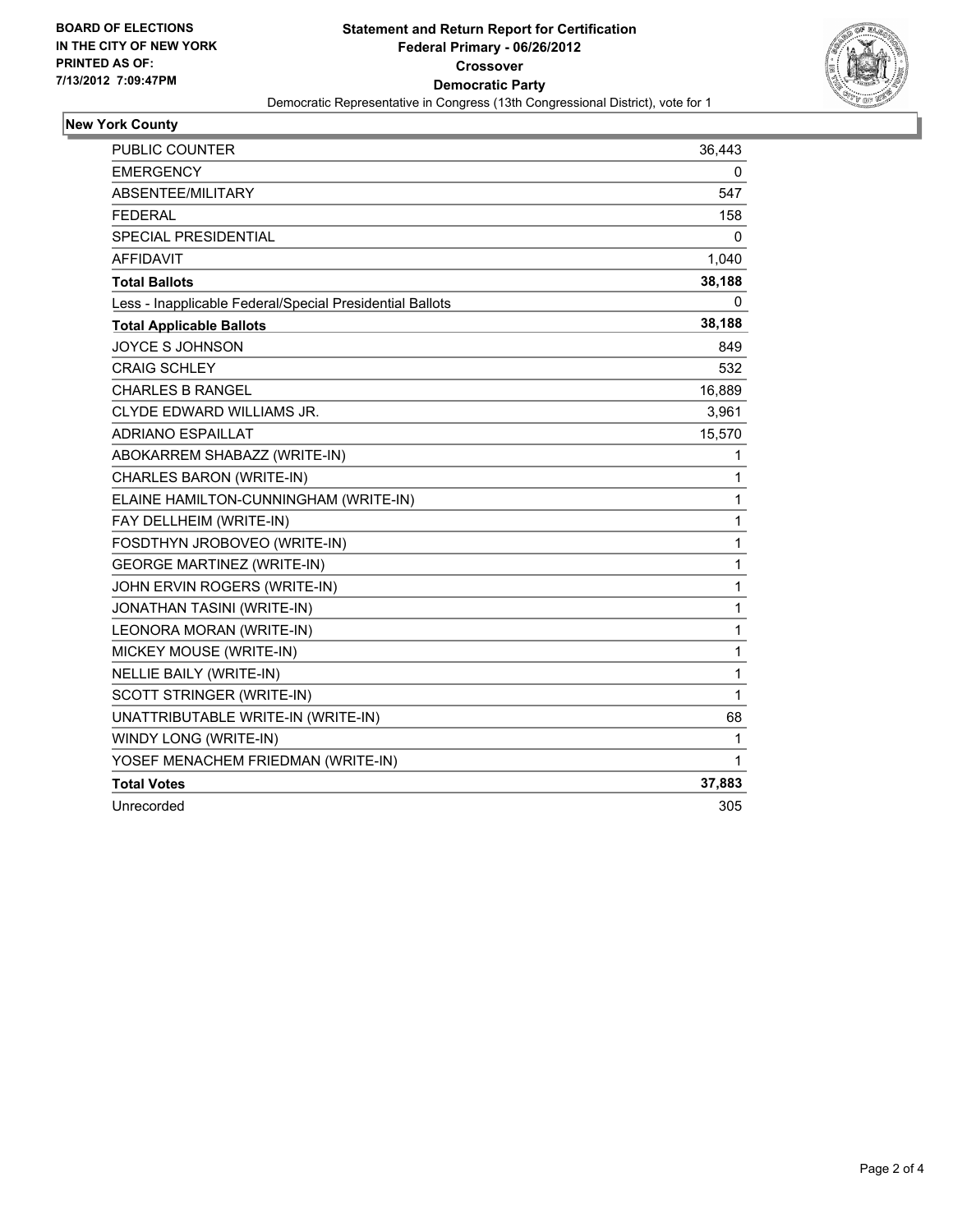BOARD OF ELECTIONS
IN THE CITY OF NEW YORK
PRINTED AS OF:
7/13/2012 7:09:47PM

**Statement and Return Report for Certification**
**Federal Primary - 06/26/2012**
**Crossover**
**Democratic Party**
Democratic Representative in Congress (13th Congressional District), vote for 1

## New York County

| | |
|---|---|
| PUBLIC COUNTER | 36,443 |
| EMERGENCY | 0 |
| ABSENTEE/MILITARY | 547 |
| FEDERAL | 158 |
| SPECIAL PRESIDENTIAL | 0 |
| AFFIDAVIT | 1,040 |
| **Total Ballots** | **38,188** |
| Less - Inapplicable Federal/Special Presidential Ballots | 0 |
| **Total Applicable Ballots** | **38,188** |
| JOYCE S JOHNSON | 849 |
| CRAIG SCHLEY | 532 |
| CHARLES B RANGEL | 16,889 |
| CLYDE EDWARD WILLIAMS JR. | 3,961 |
| ADRIANO ESPAILLAT | 15,570 |
| ABOKARREM SHABAZZ (WRITE-IN) | 1 |
| CHARLES BARON (WRITE-IN) | 1 |
| ELAINE HAMILTON-CUNNINGHAM (WRITE-IN) | 1 |
| FAY DELLHEIM (WRITE-IN) | 1 |
| FOSDTHYN JROBOVEO (WRITE-IN) | 1 |
| GEORGE MARTINEZ (WRITE-IN) | 1 |
| JOHN ERVIN ROGERS (WRITE-IN) | 1 |
| JONATHAN TASINI (WRITE-IN) | 1 |
| LEONORA MORAN (WRITE-IN) | 1 |
| MICKEY MOUSE (WRITE-IN) | 1 |
| NELLIE BAILY (WRITE-IN) | 1 |
| SCOTT STRINGER (WRITE-IN) | 1 |
| UNATTRIBUTABLE WRITE-IN (WRITE-IN) | 68 |
| WINDY LONG (WRITE-IN) | 1 |
| YOSEF MENACHEM FRIEDMAN (WRITE-IN) | 1 |
| **Total Votes** | **37,883** |
| Unrecorded | 305 |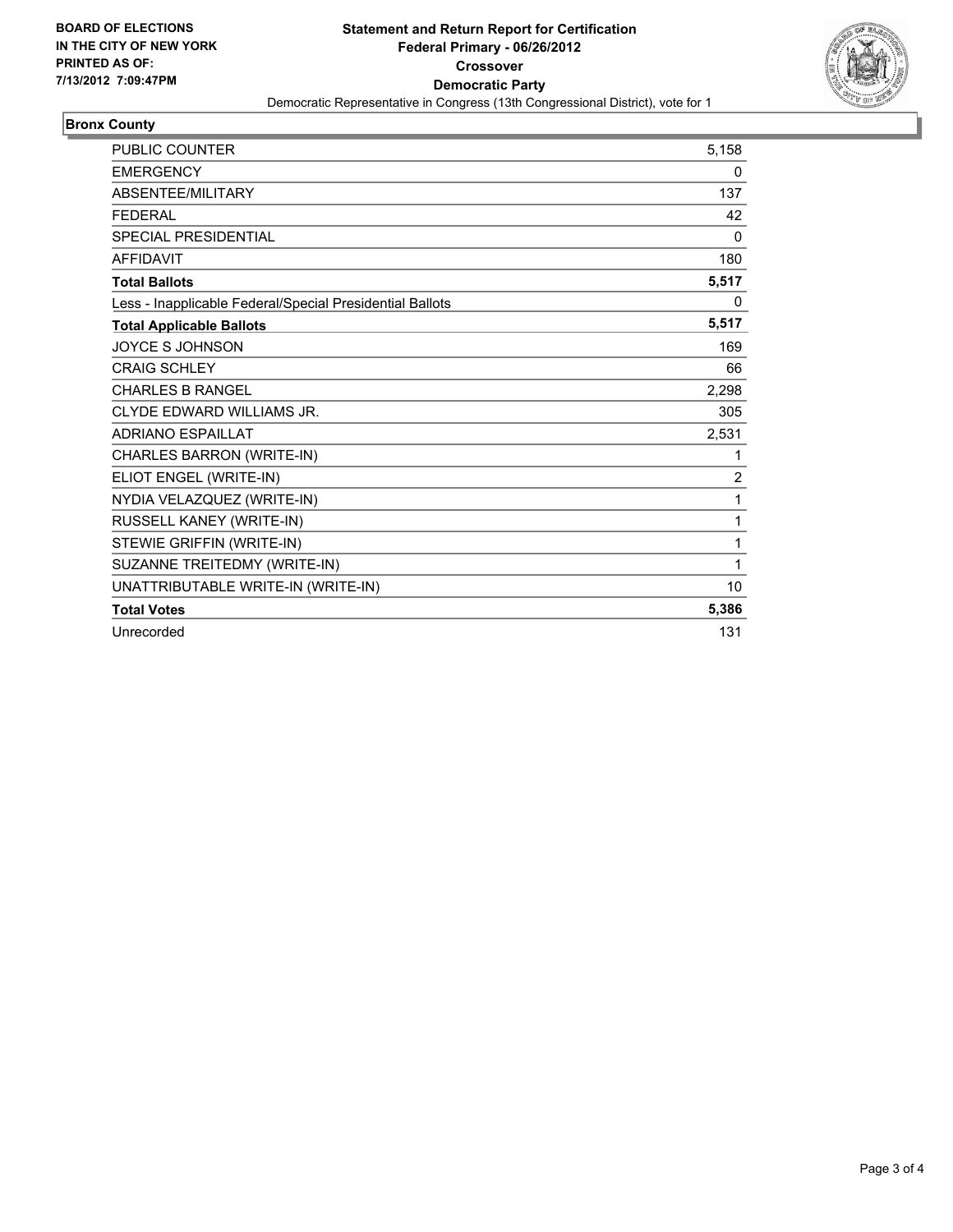BOARD OF ELECTIONS
IN THE CITY OF NEW YORK
PRINTED AS OF:
7/13/2012 7:09:47PM

# Statement and Return Report for Certification
## Federal Primary - 06/26/2012
## Crossover
## Democratic Party

Democratic Representative in Congress (13th Congressional District), vote for 1

### Bronx County

| | |
|---|---|
| PUBLIC COUNTER | 5,158 |
| EMERGENCY | 0 |
| ABSENTEE/MILITARY | 137 |
| FEDERAL | 42 |
| SPECIAL PRESIDENTIAL | 0 |
| AFFIDAVIT | 180 |
| **Total Ballots** | **5,517** |
| Less - Inapplicable Federal/Special Presidential Ballots | 0 |
| **Total Applicable Ballots** | **5,517** |
| JOYCE S JOHNSON | 169 |
| CRAIG SCHLEY | 66 |
| CHARLES B RANGEL | 2,298 |
| CLYDE EDWARD WILLIAMS JR. | 305 |
| ADRIANO ESPAILLAT | 2,531 |
| CHARLES BARRON (WRITE-IN) | 1 |
| ELIOT ENGEL (WRITE-IN) | 2 |
| NYDIA VELAZQUEZ (WRITE-IN) | 1 |
| RUSSELL KANEY (WRITE-IN) | 1 |
| STEWIE GRIFFIN (WRITE-IN) | 1 |
| SUZANNE TREITEDMY (WRITE-IN) | 1 |
| UNATTRIBUTABLE WRITE-IN (WRITE-IN) | 10 |
| **Total Votes** | **5,386** |
| Unrecorded | 131 |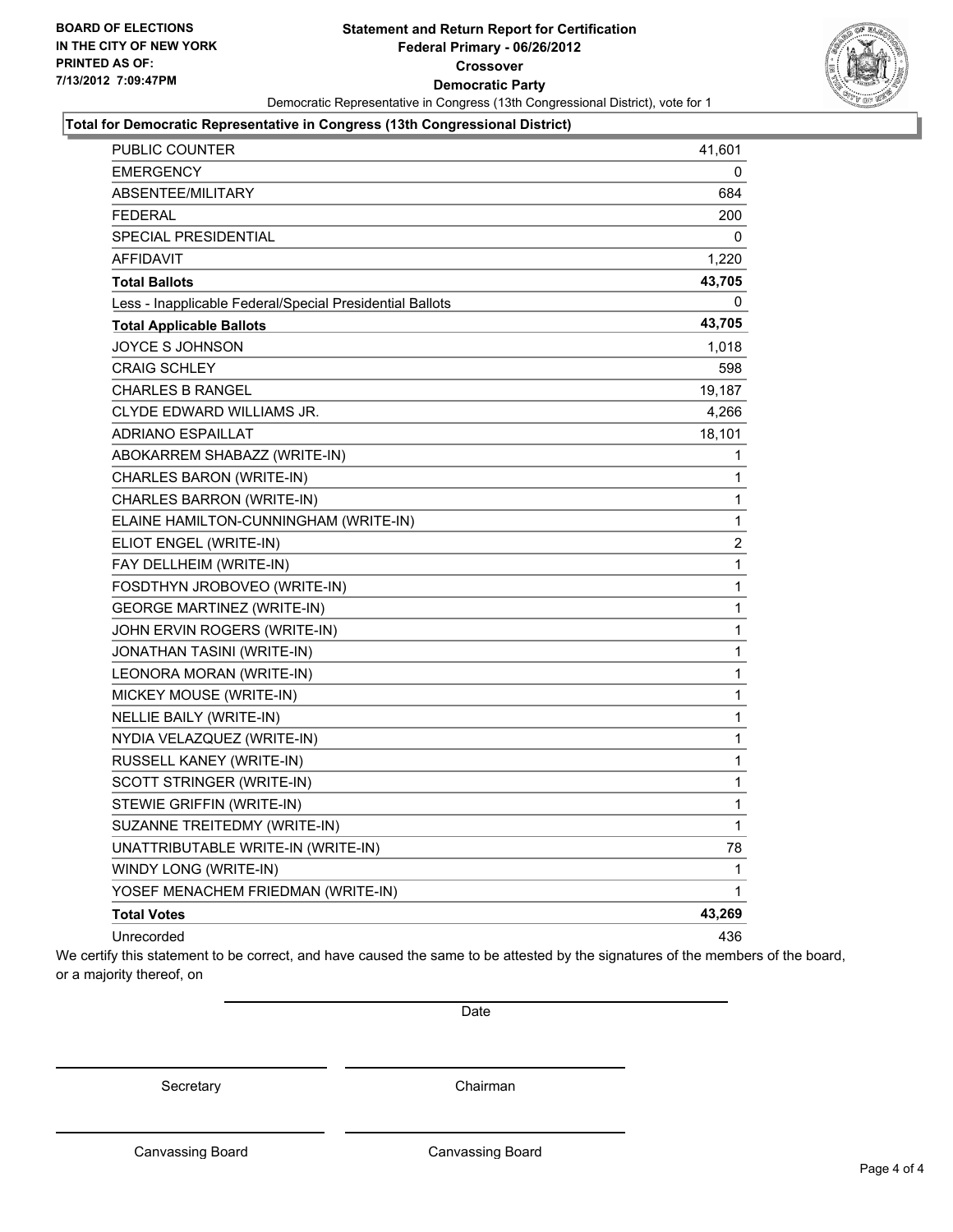**BOARD OF ELECTIONS IN THE CITY OF NEW YORK PRINTED AS OF: 7/13/2012 7:09:47PM**

# Statement and Return Report for Certification
## Federal Primary - 06/26/2012
## Crossover
## Democratic Party

Democratic Representative in Congress (13th Congressional District), vote for 1

**Total for Democratic Representative in Congress (13th Congressional District)**

| | |
|---|---|
| PUBLIC COUNTER | 41,601 |
| EMERGENCY | 0 |
| ABSENTEE/MILITARY | 684 |
| FEDERAL | 200 |
| SPECIAL PRESIDENTIAL | 0 |
| AFFIDAVIT | 1,220 |
| **Total Ballots** | **43,705** |
| Less - Inapplicable Federal/Special Presidential Ballots | 0 |
| **Total Applicable Ballots** | **43,705** |
| JOYCE S JOHNSON | 1,018 |
| CRAIG SCHLEY | 598 |
| CHARLES B RANGEL | 19,187 |
| CLYDE EDWARD WILLIAMS JR. | 4,266 |
| ADRIANO ESPAILLAT | 18,101 |
| ABOKARREM SHABAZZ (WRITE-IN) | 1 |
| CHARLES BARON (WRITE-IN) | 1 |
| CHARLES BARRON (WRITE-IN) | 1 |
| ELAINE HAMILTON-CUNNINGHAM (WRITE-IN) | 1 |
| ELIOT ENGEL (WRITE-IN) | 2 |
| FAY DELLHEIM (WRITE-IN) | 1 |
| FOSDTHYN JROBOVEO (WRITE-IN) | 1 |
| GEORGE MARTINEZ (WRITE-IN) | 1 |
| JOHN ERVIN ROGERS (WRITE-IN) | 1 |
| JONATHAN TASINI (WRITE-IN) | 1 |
| LEONORA MORAN (WRITE-IN) | 1 |
| MICKEY MOUSE (WRITE-IN) | 1 |
| NELLIE BAILY (WRITE-IN) | 1 |
| NYDIA VELAZQUEZ (WRITE-IN) | 1 |
| RUSSELL KANEY (WRITE-IN) | 1 |
| SCOTT STRINGER (WRITE-IN) | 1 |
| STEWIE GRIFFIN (WRITE-IN) | 1 |
| SUZANNE TREITEDMY (WRITE-IN) | 1 |
| UNATTRIBUTABLE WRITE-IN (WRITE-IN) | 78 |
| WINDY LONG (WRITE-IN) | 1 |
| YOSEF MENACHEM FRIEDMAN (WRITE-IN) | 1 |
| **Total Votes** | **43,269** |
| Unrecorded | 436 |

We certify this statement to be correct, and have caused the same to be attested by the signatures of the members of the board, or a majority thereof, on

Date

Secretary

Chairman

Canvassing Board

Canvassing Board